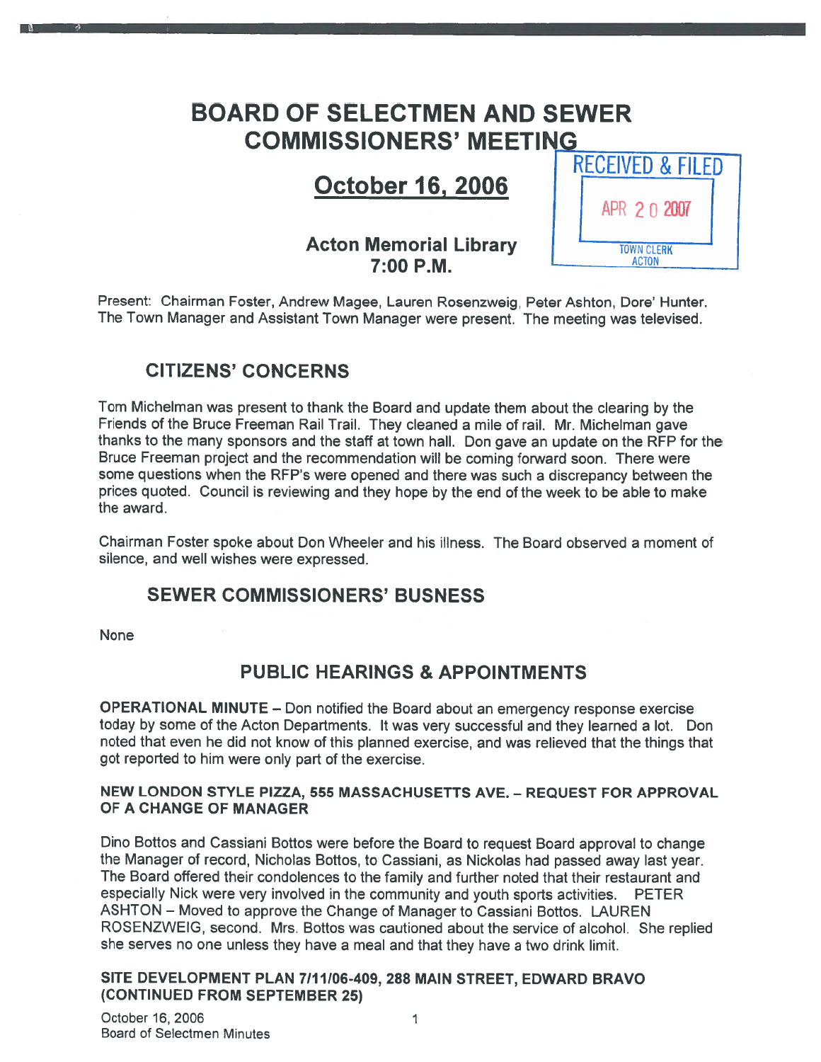# BOARD OF SELECTMEN AND SEWER COMMISSIONERS' MEETING

## October 16, 2006

RECEIVED & FILED

APR 20 2007

TOWN CLERK ACTON

### Acton Memorial Library
### 7:00 P.M.

Present: Chairman Foster, Andrew Magee, Lauren Rosenzweig, Peter Ashton, Dore' Hunter. The Town Manager and Assistant Town Manager were present. The meeting was televised.

## CITIZENS' CONCERNS

Tom Michelman was present to thank the Board and update them about the clearing by the Friends of the Bruce Freeman Rail Trail. They cleaned a mile of rail. Mr. Michelman gave thanks to the many sponsors and the staff at town hall. Don gave an update on the RFP for the Bruce Freeman project and the recommendation will be coming forward soon. There were some questions when the RFP's were opened and there was such a discrepancy between the prices quoted. Council is reviewing and they hope by the end of the week to be able to make the award.

Chairman Foster spoke about Don Wheeler and his illness. The Board observed a moment of silence, and well wishes were expressed.

## SEWER COMMISSIONERS' BUSNESS

None

## PUBLIC HEARINGS & APPOINTMENTS

**OPERATIONAL MINUTE** – Don notified the Board about an emergency response exercise today by some of the Acton Departments. It was very successful and they learned a lot. Don noted that even he did not know of this planned exercise, and was relieved that the things that got reported to him were only part of the exercise.

**NEW LONDON STYLE PIZZA, 555 MASSACHUSETTS AVE. – REQUEST FOR APPROVAL OF A CHANGE OF MANAGER**

Dino Bottos and Cassiani Bottos were before the Board to request Board approval to change the Manager of record, Nicholas Bottos, to Cassiani, as Nickolas had passed away last year. The Board offered their condolences to the family and further noted that their restaurant and especially Nick were very involved in the community and youth sports activities. PETER ASHTON – Moved to approve the Change of Manager to Cassiani Bottos. LAUREN ROSENZWEIG, second. Mrs. Bottos was cautioned about the service of alcohol. She replied she serves no one unless they have a meal and that they have a two drink limit.

**SITE DEVELOPMENT PLAN 7/11/06-409, 288 MAIN STREET, EDWARD BRAVO (CONTINUED FROM SEPTEMBER 25)**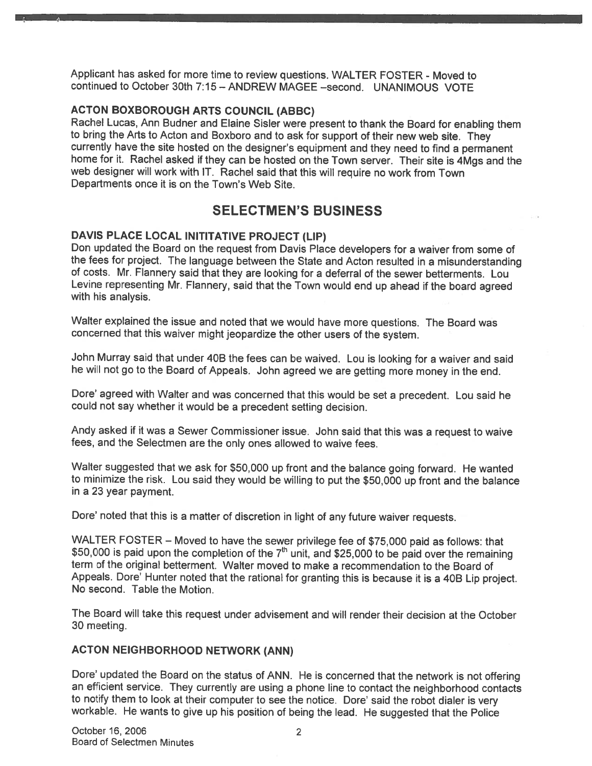Applicant has asked for more time to review questions. WALTER FOSTER - Moved to continued to October 30th 7:15 – ANDREW MAGEE –second. UNANIMOUS VOTE

### ACTON BOXBOROUGH ARTS COUNCIL (ABBC)

Rachel Lucas, Ann Budner and Elaine Sisler were present to thank the Board for enabling them to bring the Arts to Acton and Boxboro and to ask for support of their new web site. They currently have the site hosted on the designer's equipment and they need to find a permanent home for it. Rachel asked if they can be hosted on the Town server. Their site is 4Mgs and the web designer will work with IT. Rachel said that this will require no work from Town Departments once it is on the Town's Web Site.

## SELECTMEN'S BUSINESS

### DAVIS PLACE LOCAL INITITATIVE PROJECT (LIP)

Don updated the Board on the request from Davis Place developers for a waiver from some of the fees for project. The language between the State and Acton resulted in a misunderstanding of costs. Mr. Flannery said that they are looking for a deferral of the sewer betterments. Lou Levine representing Mr. Flannery, said that the Town would end up ahead if the board agreed with his analysis.

Walter explained the issue and noted that we would have more questions. The Board was concerned that this waiver might jeopardize the other users of the system.

John Murray said that under 40B the fees can be waived. Lou is looking for a waiver and said he will not go to the Board of Appeals. John agreed we are getting more money in the end.

Dore' agreed with Walter and was concerned that this would be set a precedent. Lou said he could not say whether it would be a precedent setting decision.

Andy asked if it was a Sewer Commissioner issue. John said that this was a request to waive fees, and the Selectmen are the only ones allowed to waive fees.

Walter suggested that we ask for $50,000 up front and the balance going forward. He wanted to minimize the risk. Lou said they would be willing to put the $50,000 up front and the balance in a 23 year payment.

Dore' noted that this is a matter of discretion in light of any future waiver requests.

WALTER FOSTER – Moved to have the sewer privilege fee of $75,000 paid as follows: that $50,000 is paid upon the completion of the 7th unit, and $25,000 to be paid over the remaining term of the original betterment. Walter moved to make a recommendation to the Board of Appeals. Dore' Hunter noted that the rational for granting this is because it is a 40B Lip project. No second. Table the Motion.

The Board will take this request under advisement and will render their decision at the October 30 meeting.

### ACTON NEIGHBORHOOD NETWORK (ANN)

Dore' updated the Board on the status of ANN. He is concerned that the network is not offering an efficient service. They currently are using a phone line to contact the neighborhood contacts to notify them to look at their computer to see the notice. Dore' said the robot dialer is very workable. He wants to give up his position of being the lead. He suggested that the Police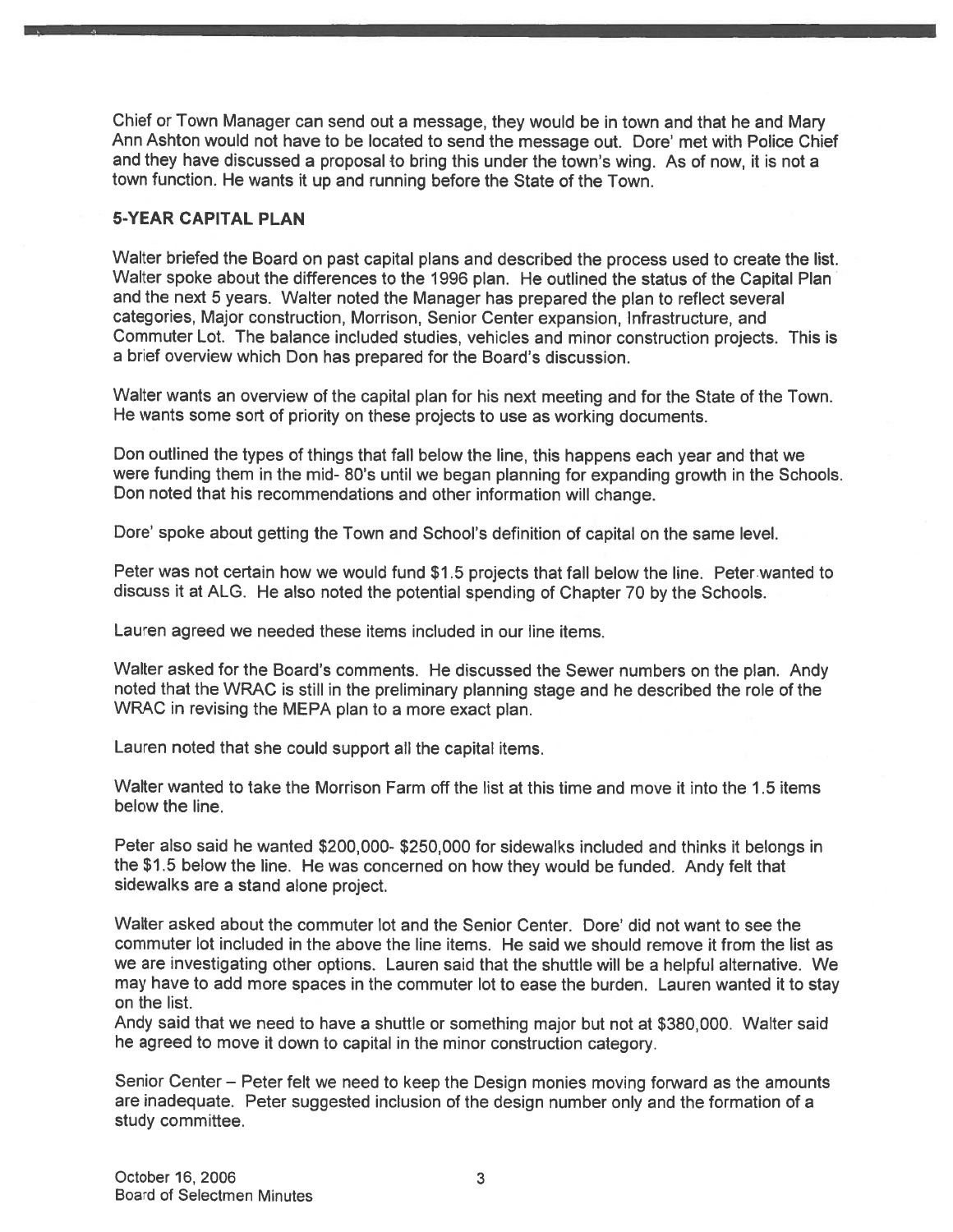Chief or Town Manager can send out a message, they would be in town and that he and Mary Ann Ashton would not have to be located to send the message out. Dore' met with Police Chief and they have discussed a proposal to bring this under the town's wing. As of now, it is not a town function. He wants it up and running before the State of the Town.

## 5-YEAR CAPITAL PLAN

Walter briefed the Board on past capital plans and described the process used to create the list. Walter spoke about the differences to the 1996 plan. He outlined the status of the Capital Plan and the next 5 years. Walter noted the Manager has prepared the plan to reflect several categories, Major construction, Morrison, Senior Center expansion, Infrastructure, and Commuter Lot. The balance included studies, vehicles and minor construction projects. This is a brief overview which Don has prepared for the Board's discussion.

Walter wants an overview of the capital plan for his next meeting and for the State of the Town. He wants some sort of priority on these projects to use as working documents.

Don outlined the types of things that fall below the line, this happens each year and that we were funding them in the mid- 80's until we began planning for expanding growth in the Schools. Don noted that his recommendations and other information will change.

Dore' spoke about getting the Town and School's definition of capital on the same level.

Peter was not certain how we would fund $1.5 projects that fall below the line. Peter wanted to discuss it at ALG. He also noted the potential spending of Chapter 70 by the Schools.

Lauren agreed we needed these items included in our line items.

Walter asked for the Board's comments. He discussed the Sewer numbers on the plan. Andy noted that the WRAC is still in the preliminary planning stage and he described the role of the WRAC in revising the MEPA plan to a more exact plan.

Lauren noted that she could support all the capital items.

Walter wanted to take the Morrison Farm off the list at this time and move it into the 1.5 items below the line.

Peter also said he wanted $200,000- $250,000 for sidewalks included and thinks it belongs in the $1.5 below the line. He was concerned on how they would be funded. Andy felt that sidewalks are a stand alone project.

Walter asked about the commuter lot and the Senior Center. Dore' did not want to see the commuter lot included in the above the line items. He said we should remove it from the list as we are investigating other options. Lauren said that the shuttle will be a helpful alternative. We may have to add more spaces in the commuter lot to ease the burden. Lauren wanted it to stay on the list.

Andy said that we need to have a shuttle or something major but not at $380,000. Walter said he agreed to move it down to capital in the minor construction category.

Senior Center – Peter felt we need to keep the Design monies moving forward as the amounts are inadequate. Peter suggested inclusion of the design number only and the formation of a study committee.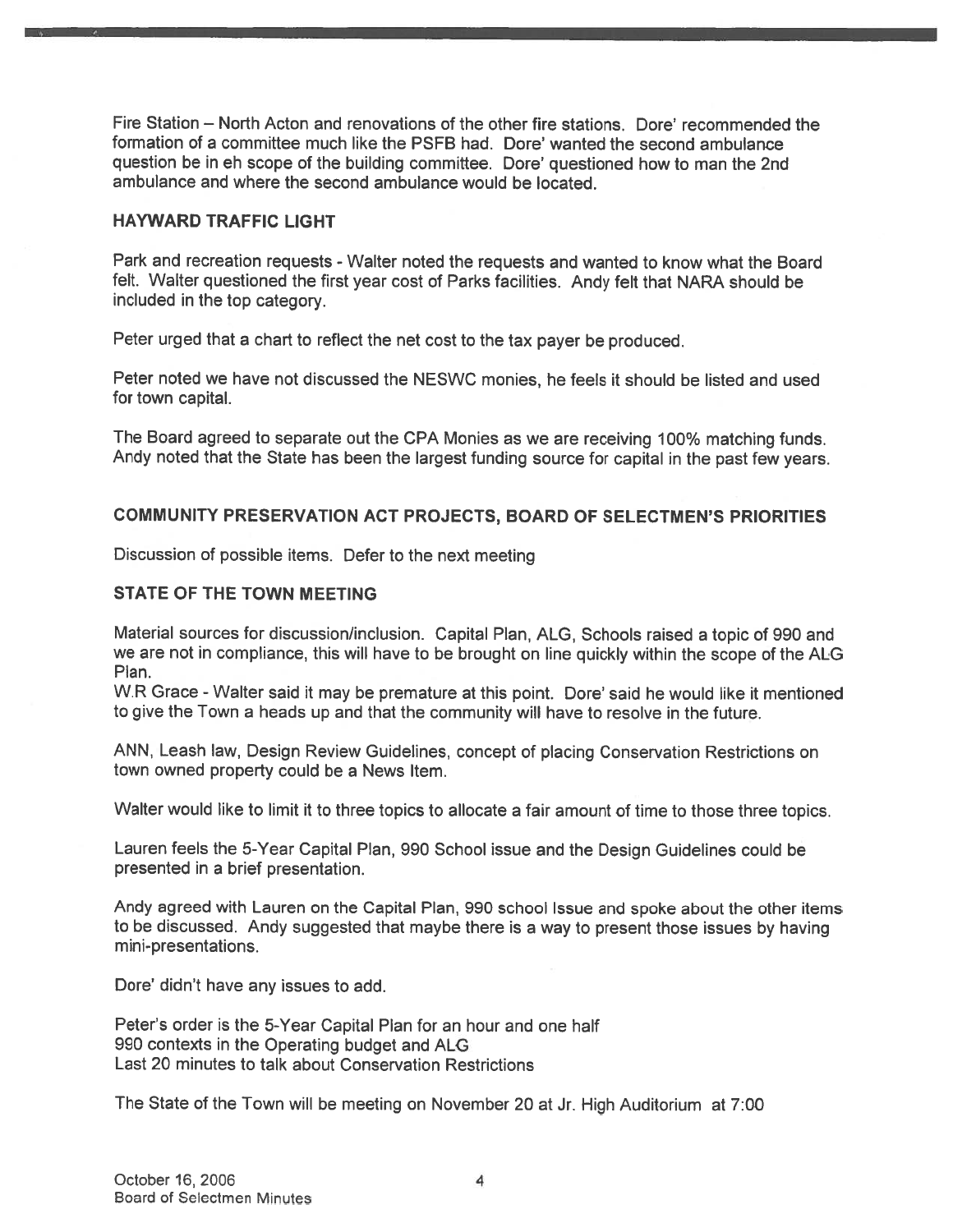Fire Station – North Acton and renovations of the other fire stations. Dore' recommended the formation of a committee much like the PSFB had. Dore' wanted the second ambulance question be in eh scope of the building committee. Dore' questioned how to man the 2nd ambulance and where the second ambulance would be located.

**HAYWARD TRAFFIC LIGHT**

Park and recreation requests - Walter noted the requests and wanted to know what the Board felt. Walter questioned the first year cost of Parks facilities. Andy felt that NARA should be included in the top category.

Peter urged that a chart to reflect the net cost to the tax payer be produced.

Peter noted we have not discussed the NESWC monies, he feels it should be listed and used for town capital.

The Board agreed to separate out the CPA Monies as we are receiving 100% matching funds. Andy noted that the State has been the largest funding source for capital in the past few years.

**COMMUNITY PRESERVATION ACT PROJECTS, BOARD OF SELECTMEN'S PRIORITIES**

Discussion of possible items. Defer to the next meeting

**STATE OF THE TOWN MEETING**

Material sources for discussion/inclusion. Capital Plan, ALG, Schools raised a topic of 990 and we are not in compliance, this will have to be brought on line quickly within the scope of the ALG Plan.

W.R Grace - Walter said it may be premature at this point. Dore' said he would like it mentioned to give the Town a heads up and that the community will have to resolve in the future.

ANN, Leash law, Design Review Guidelines, concept of placing Conservation Restrictions on town owned property could be a News Item.

Walter would like to limit it to three topics to allocate a fair amount of time to those three topics.

Lauren feels the 5-Year Capital Plan, 990 School issue and the Design Guidelines could be presented in a brief presentation.

Andy agreed with Lauren on the Capital Plan, 990 school Issue and spoke about the other items to be discussed. Andy suggested that maybe there is a way to present those issues by having mini-presentations.

Dore' didn't have any issues to add.

Peter's order is the 5-Year Capital Plan for an hour and one half
990 contexts in the Operating budget and ALG
Last 20 minutes to talk about Conservation Restrictions

The State of the Town will be meeting on November 20 at Jr. High Auditorium at 7:00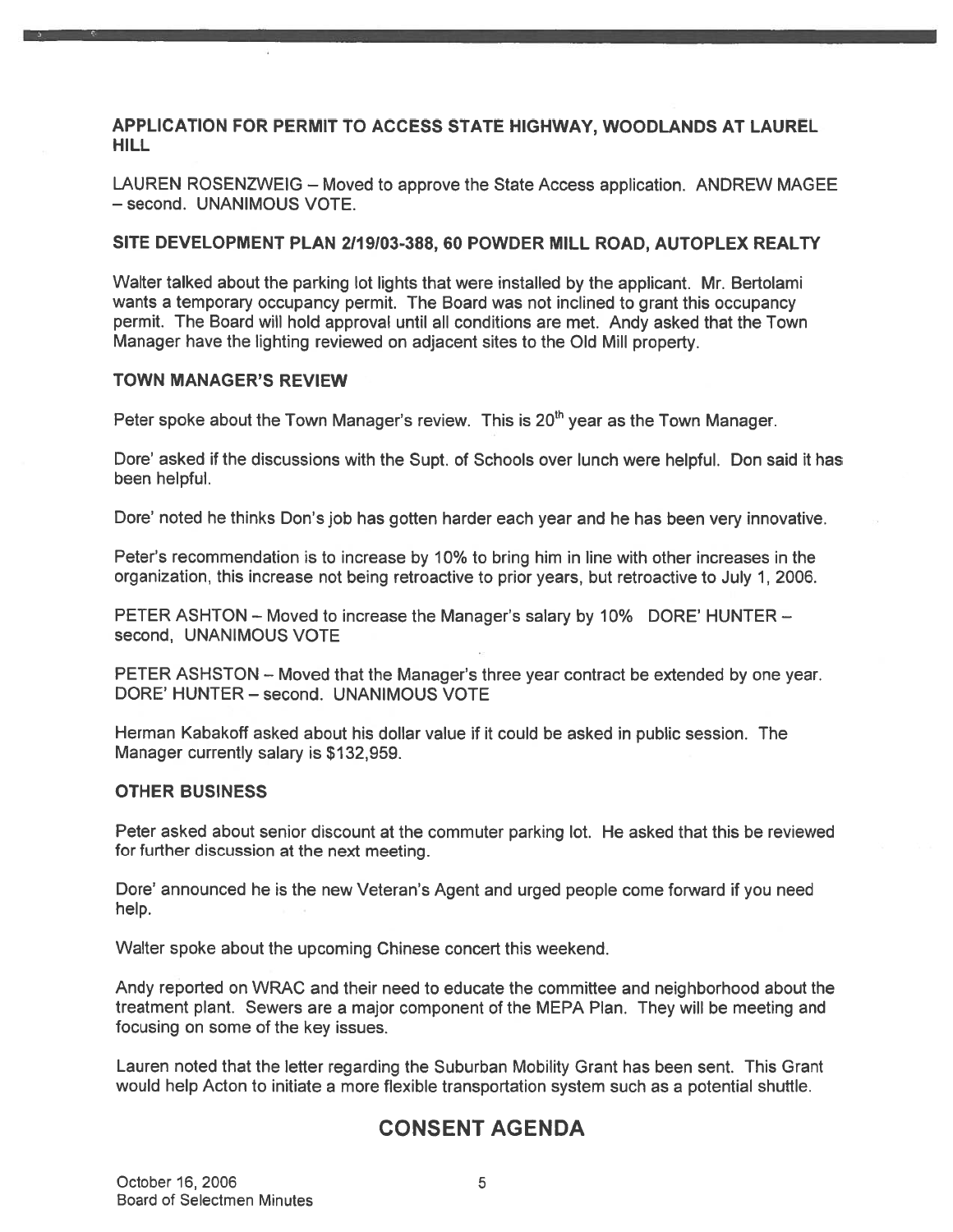### APPLICATION FOR PERMIT TO ACCESS STATE HIGHWAY, WOODLANDS AT LAUREL HILL

LAUREN ROSENZWEIG – Moved to approve the State Access application. ANDREW MAGEE – second. UNANIMOUS VOTE.

### SITE DEVELOPMENT PLAN 2/19/03-388, 60 POWDER MILL ROAD, AUTOPLEX REALTY

Walter talked about the parking lot lights that were installed by the applicant. Mr. Bertolami wants a temporary occupancy permit. The Board was not inclined to grant this occupancy permit. The Board will hold approval until all conditions are met. Andy asked that the Town Manager have the lighting reviewed on adjacent sites to the Old Mill property.

### TOWN MANAGER'S REVIEW

Peter spoke about the Town Manager's review. This is 20th year as the Town Manager.

Dore' asked if the discussions with the Supt. of Schools over lunch were helpful. Don said it has been helpful.

Dore' noted he thinks Don's job has gotten harder each year and he has been very innovative.

Peter's recommendation is to increase by 10% to bring him in line with other increases in the organization, this increase not being retroactive to prior years, but retroactive to July 1, 2006.

PETER ASHTON – Moved to increase the Manager's salary by 10% DORE' HUNTER – second, UNANIMOUS VOTE

PETER ASHSTON – Moved that the Manager's three year contract be extended by one year. DORE' HUNTER – second. UNANIMOUS VOTE

Herman Kabakoff asked about his dollar value if it could be asked in public session. The Manager currently salary is $132,959.

### OTHER BUSINESS

Peter asked about senior discount at the commuter parking lot. He asked that this be reviewed for further discussion at the next meeting.

Dore' announced he is the new Veteran's Agent and urged people come forward if you need help.

Walter spoke about the upcoming Chinese concert this weekend.

Andy reported on WRAC and their need to educate the committee and neighborhood about the treatment plant. Sewers are a major component of the MEPA Plan. They will be meeting and focusing on some of the key issues.

Lauren noted that the letter regarding the Suburban Mobility Grant has been sent. This Grant would help Acton to initiate a more flexible transportation system such as a potential shuttle.

## CONSENT AGENDA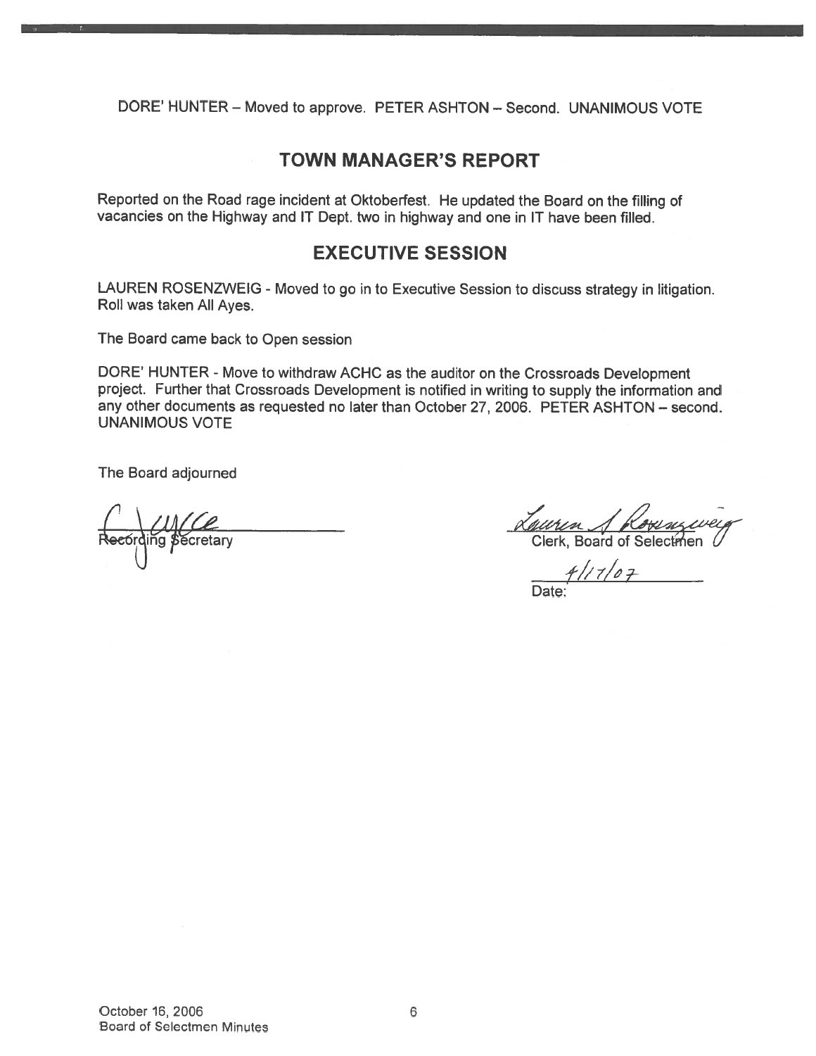DORE' HUNTER – Moved to approve. PETER ASHTON – Second. UNANIMOUS VOTE

## TOWN MANAGER'S REPORT

Reported on the Road rage incident at Oktoberfest. He updated the Board on the filling of vacancies on the Highway and IT Dept. two in highway and one in IT have been filled.

## EXECUTIVE SESSION

LAUREN ROSENZWEIG - Moved to go in to Executive Session to discuss strategy in litigation. Roll was taken All Ayes.

The Board came back to Open session

DORE' HUNTER - Move to withdraw ACHC as the auditor on the Crossroads Development project. Further that Crossroads Development is notified in writing to supply the information and any other documents as requested no later than October 27, 2006. PETER ASHTON – second. UNANIMOUS VOTE

The Board adjourned

Recording Secretary

Clerk, Board of Selectmen

Date: 4/17/07

October 16, 2006
Board of Selectmen Minutes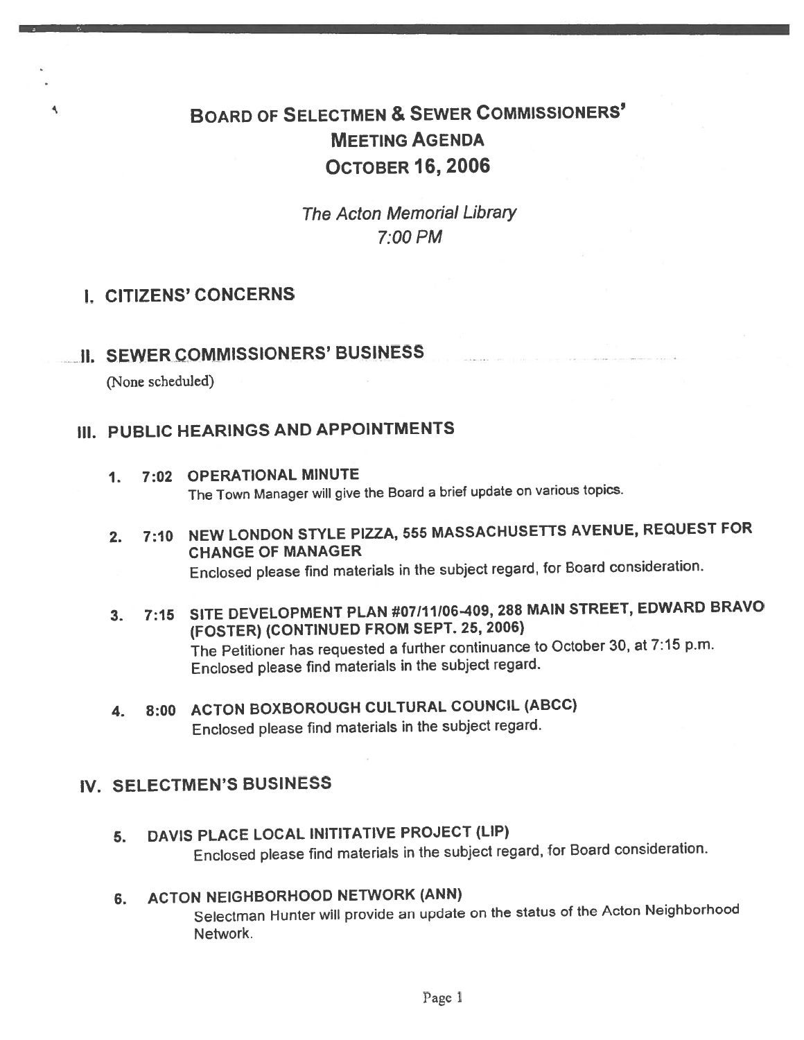# BOARD OF SELECTMEN & SEWER COMMISSIONERS' MEETING AGENDA OCTOBER 16, 2006

*The Acton Memorial Library*
*7:00 PM*

## I. CITIZENS' CONCERNS

## II. SEWER COMMISSIONERS' BUSINESS

(None scheduled)

## III. PUBLIC HEARINGS AND APPOINTMENTS

1. **7:02 OPERATIONAL MINUTE**
   The Town Manager will give the Board a brief update on various topics.

2. **7:10 NEW LONDON STYLE PIZZA, 555 MASSACHUSETTS AVENUE, REQUEST FOR CHANGE OF MANAGER**
   Enclosed please find materials in the subject regard, for Board consideration.

3. **7:15 SITE DEVELOPMENT PLAN #07/11/06-409, 288 MAIN STREET, EDWARD BRAVO (FOSTER) (CONTINUED FROM SEPT. 25, 2006)**
   The Petitioner has requested a further continuance to October 30, at 7:15 p.m. Enclosed please find materials in the subject regard.

4. **8:00 ACTON BOXBOROUGH CULTURAL COUNCIL (ABCC)**
   Enclosed please find materials in the subject regard.

## IV. SELECTMEN'S BUSINESS

5. **DAVIS PLACE LOCAL INITITATIVE PROJECT (LIP)**
   Enclosed please find materials in the subject regard, for Board consideration.

6. **ACTON NEIGHBORHOOD NETWORK (ANN)**
   Selectman Hunter will provide an update on the status of the Acton Neighborhood Network.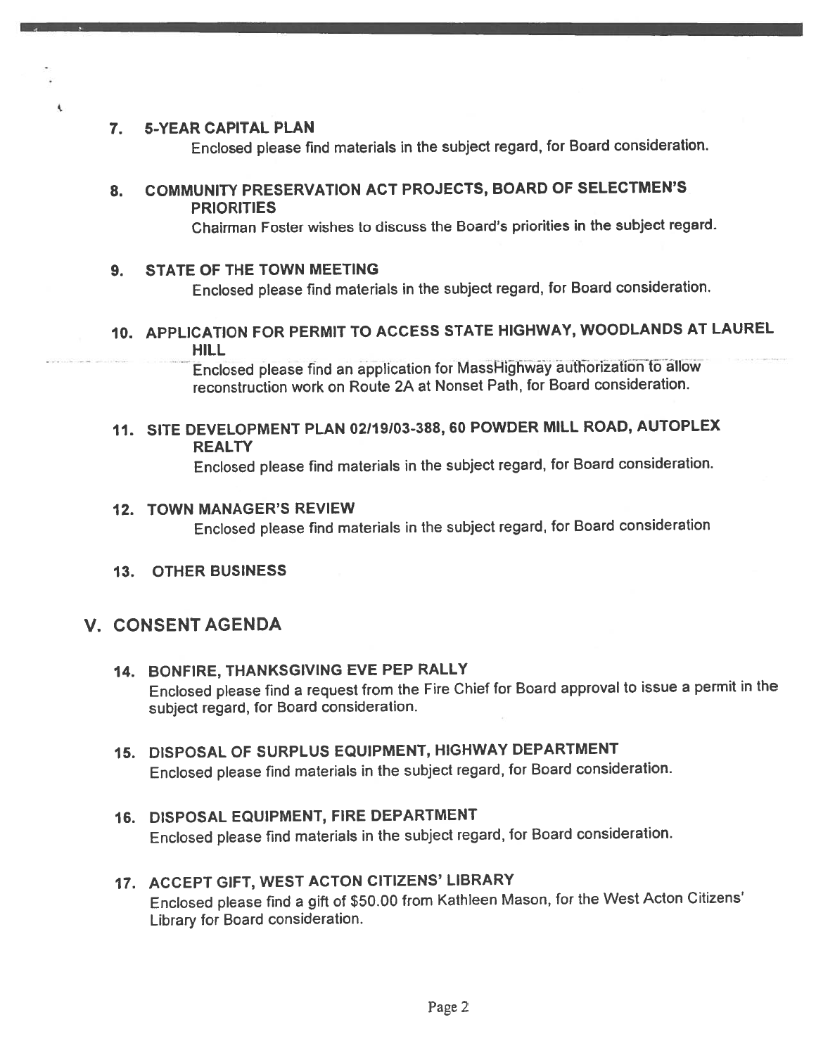**7. 5-YEAR CAPITAL PLAN**

Enclosed please find materials in the subject regard, for Board consideration.

**8. COMMUNITY PRESERVATION ACT PROJECTS, BOARD OF SELECTMEN'S PRIORITIES**

Chairman Foster wishes to discuss the Board's priorities in the subject regard.

**9. STATE OF THE TOWN MEETING**

Enclosed please find materials in the subject regard, for Board consideration.

**10. APPLICATION FOR PERMIT TO ACCESS STATE HIGHWAY, WOODLANDS AT LAUREL HILL**

Enclosed please find an application for MassHighway authorization to allow reconstruction work on Route 2A at Nonset Path, for Board consideration.

**11. SITE DEVELOPMENT PLAN 02/19/03-388, 60 POWDER MILL ROAD, AUTOPLEX REALTY**

Enclosed please find materials in the subject regard, for Board consideration.

**12. TOWN MANAGER'S REVIEW**

Enclosed please find materials in the subject regard, for Board consideration

**13. OTHER BUSINESS**

## V. CONSENT AGENDA

**14. BONFIRE, THANKSGIVING EVE PEP RALLY**

Enclosed please find a request from the Fire Chief for Board approval to issue a permit in the subject regard, for Board consideration.

**15. DISPOSAL OF SURPLUS EQUIPMENT, HIGHWAY DEPARTMENT**

Enclosed please find materials in the subject regard, for Board consideration.

**16. DISPOSAL EQUIPMENT, FIRE DEPARTMENT**

Enclosed please find materials in the subject regard, for Board consideration.

**17. ACCEPT GIFT, WEST ACTON CITIZENS' LIBRARY**

Enclosed please find a gift of $50.00 from Kathleen Mason, for the West Acton Citizens' Library for Board consideration.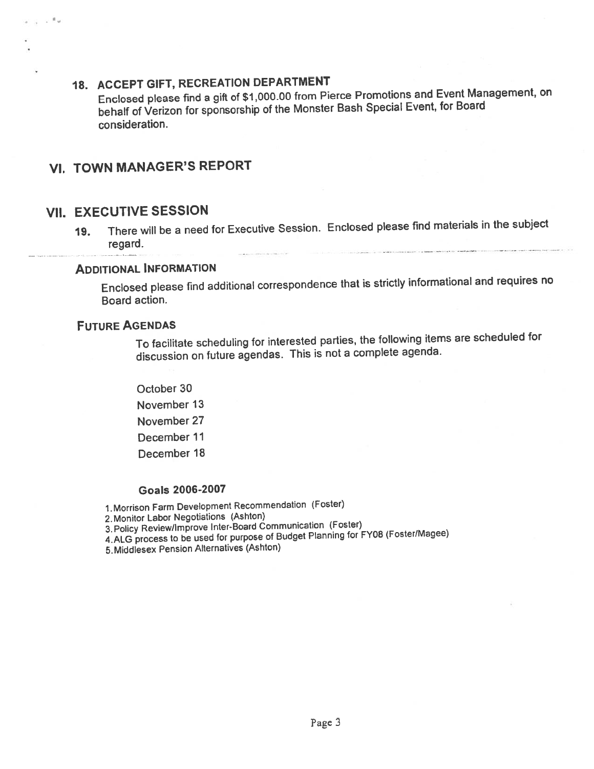18. **ACCEPT GIFT, RECREATION DEPARTMENT**

Enclosed please find a gift of $1,000.00 from Pierce Promotions and Event Management, on behalf of Verizon for sponsorship of the Monster Bash Special Event, for Board consideration.

## VI. TOWN MANAGER'S REPORT

## VII. EXECUTIVE SESSION

19. There will be a need for Executive Session. Enclosed please find materials in the subject regard.

### ADDITIONAL INFORMATION

Enclosed please find additional correspondence that is strictly informational and requires no Board action.

### FUTURE AGENDAS

To facilitate scheduling for interested parties, the following items are scheduled for discussion on future agendas. This is not a complete agenda.

October 30

November 13

November 27

December 11

December 18

**Goals 2006-2007**

1. Morrison Farm Development Recommendation (Foster)
2. Monitor Labor Negotiations (Ashton)
3. Policy Review/Improve Inter-Board Communication (Foster)
4. ALG process to be used for purpose of Budget Planning for FY08 (Foster/Magee)
5. Middlesex Pension Alternatives (Ashton)